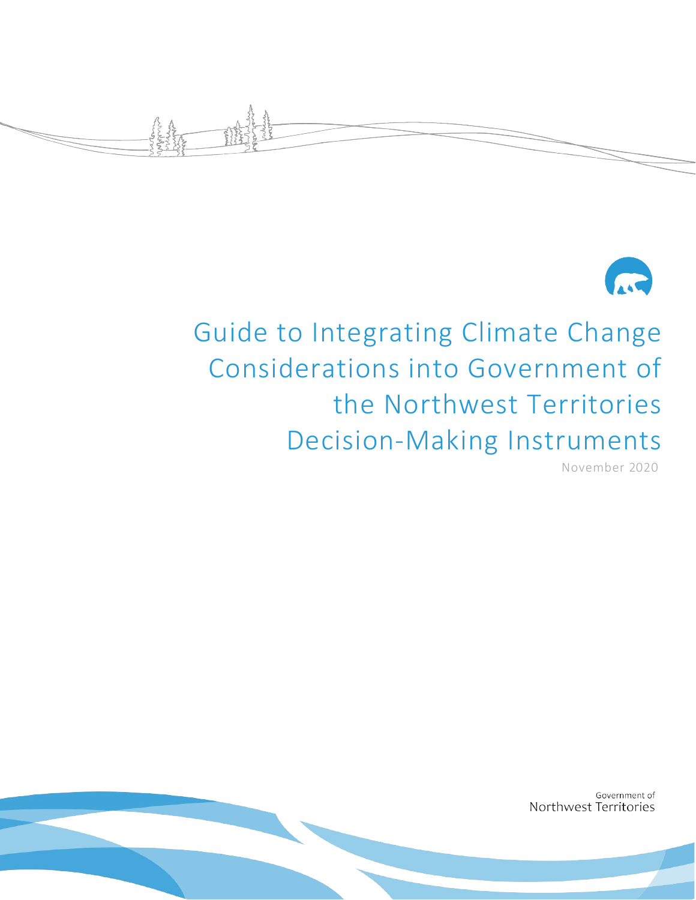# Guide to Integrating Climate Change Considerations into Government of the Northwest Territories Decision-Making Instruments

November 2020

Government of
Northwest Territories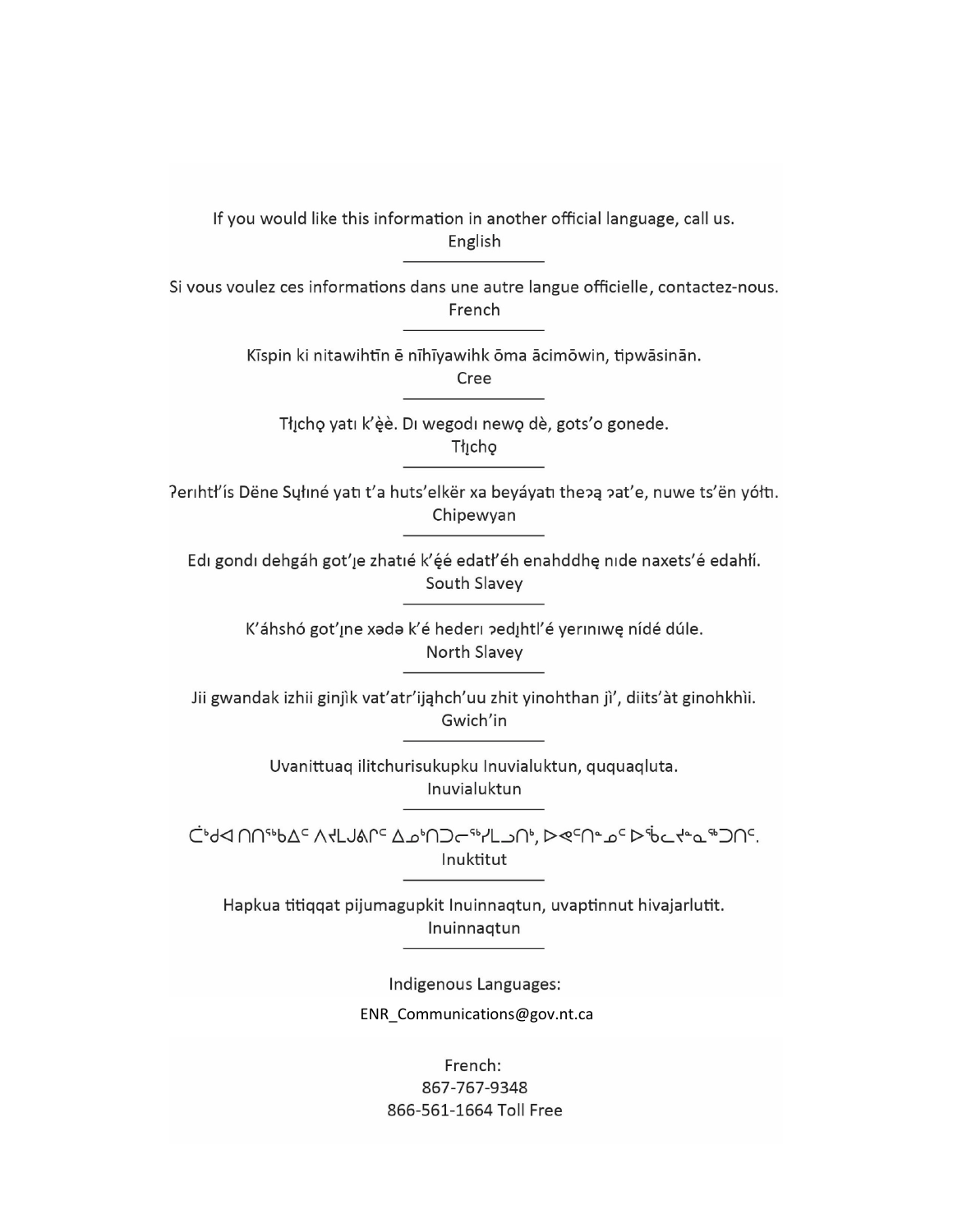If you would like this information in another official language, call us.
English

---

Si vous voulez ces informations dans une autre langue officielle, contactez-nous.
French

---

Kīspin ki nitawihtīn ē nīhīyawihk ōma ācimōwin, tipwāsinān.
Cree

---

Tłı̨chǫ yatı k'ę̀ę̀. Dı wegodı newǫ dè, gots'o gonede.
Tłı̨chǫ

---

ʔerıhtł'ís Dëne Sųłıné yatı t'a huts'elkër xa beyáyatı theʔą ʔat'e, nuwe ts'ën yółtı.
Chipewyan

---

Edı gondı dehgáh got'ı̨e zhatıé k'ę́ę́ edatł'éh enahddhę nıde naxets'é edahłí.
South Slavey

---

K'áhshó got'ı̨ne xədə k'é hederı ʔedı̨htl'é yerınıwę nídé dúle.
North Slavey

---

Jii gwandak izhii ginjìk vat'atr'ijąhch'uu zhit yinohthan jì', diits'àt ginohkhìi.
Gwich'in

---

Uvanittuaq ilitchurisukupku Inuvialuktun, ququaqluta.
Inuvialuktun

---

ᑖᒃᑯᐊ ᑎᑎᕐᒃᑲᐃᑦ ᐱᔪᒪᒍᕕᒋᑦ ᐃᓄᒃᑎᑐᓕᕐᒃᓯᒪᓗᑎᒃ, ᐅᕙᑦᑎᓐᓄᑦ ᐅᕙᓂᒃ ᐅᖄᓚᔪᓐᓇᖅᑐᑎᑦ.
Inuktitut

---

Hapkua titiqqat pijumagupkit Inuinnaqtun, uvaptinnut hivajarlutit.
Inuinnaqtun

---

Indigenous Languages:

ENR_Communications@gov.nt.ca

French:
867-767-9348
866-561-1664 Toll Free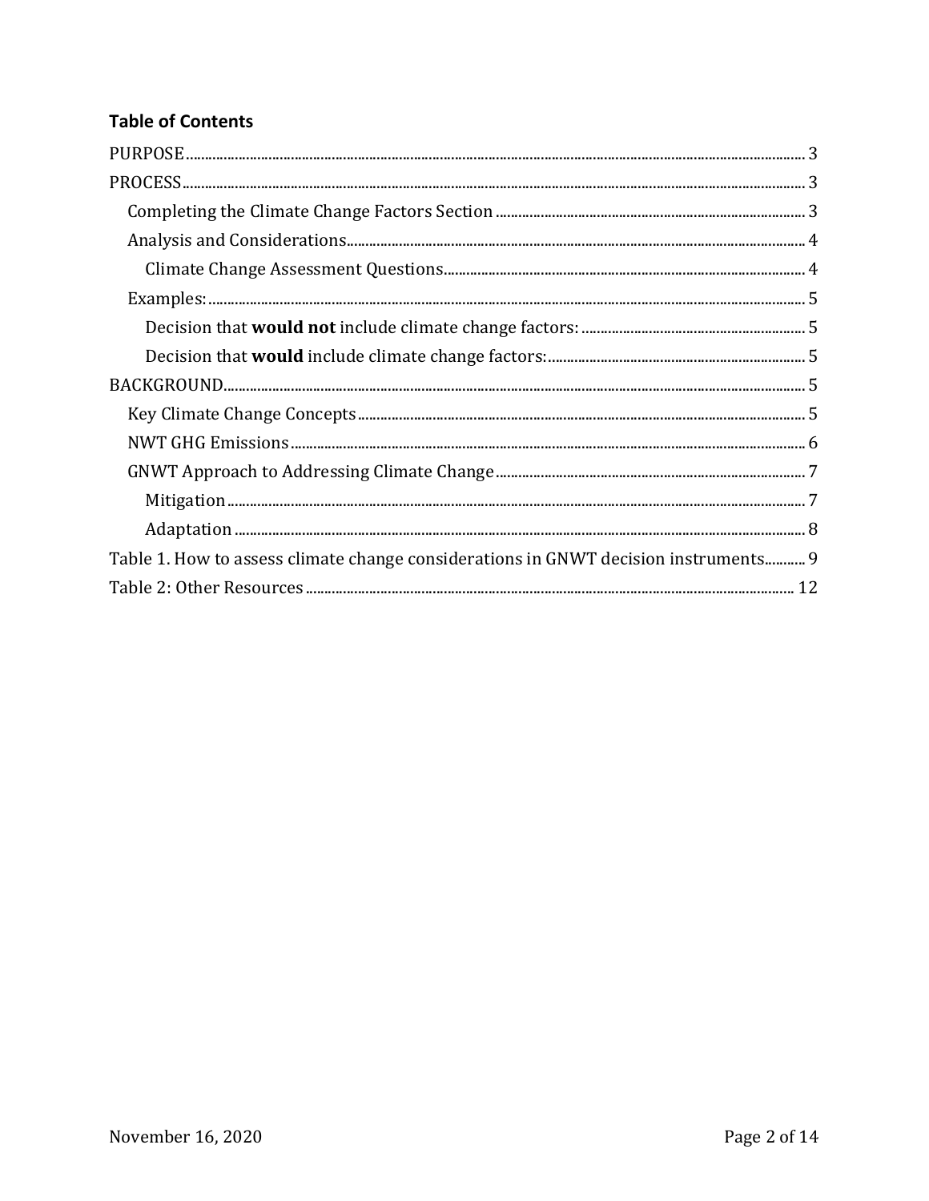**Table of Contents**

PURPOSE ..... 3
PROCESS ..... 3
  Completing the Climate Change Factors Section ..... 3
  Analysis and Considerations ..... 4
    Climate Change Assessment Questions ..... 4
  Examples: ..... 5
    Decision that **would not** include climate change factors: ..... 5
    Decision that **would** include climate change factors: ..... 5
BACKGROUND ..... 5
  Key Climate Change Concepts ..... 5
  NWT GHG Emissions ..... 6
  GNWT Approach to Addressing Climate Change ..... 7
    Mitigation ..... 7
    Adaptation ..... 8
Table 1. How to assess climate change considerations in GNWT decision instruments ..... 9
Table 2: Other Resources ..... 12

November 16, 2020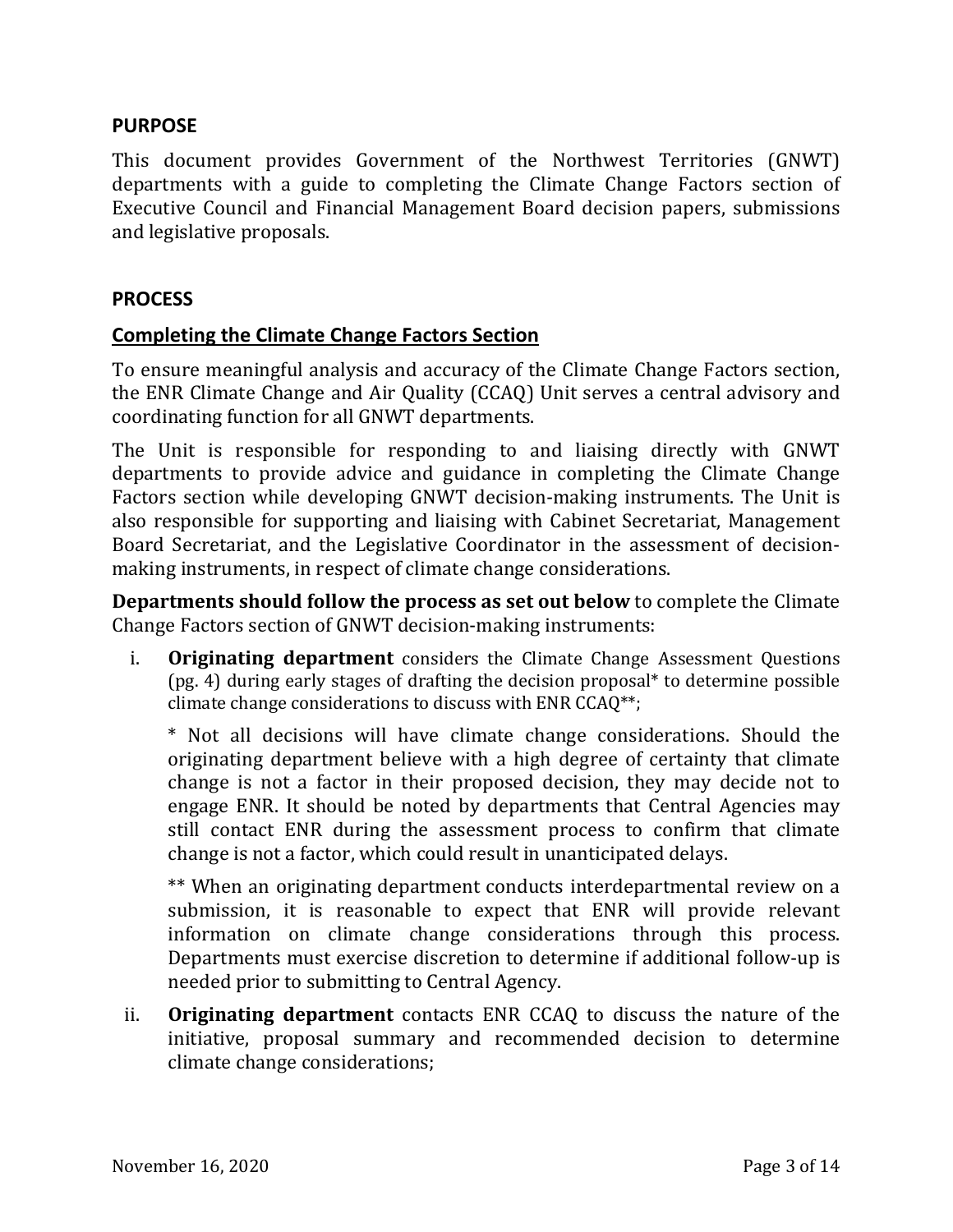## PURPOSE

This document provides Government of the Northwest Territories (GNWT) departments with a guide to completing the Climate Change Factors section of Executive Council and Financial Management Board decision papers, submissions and legislative proposals.

## PROCESS

### Completing the Climate Change Factors Section

To ensure meaningful analysis and accuracy of the Climate Change Factors section, the ENR Climate Change and Air Quality (CCAQ) Unit serves a central advisory and coordinating function for all GNWT departments.

The Unit is responsible for responding to and liaising directly with GNWT departments to provide advice and guidance in completing the Climate Change Factors section while developing GNWT decision-making instruments. The Unit is also responsible for supporting and liaising with Cabinet Secretariat, Management Board Secretariat, and the Legislative Coordinator in the assessment of decision-making instruments, in respect of climate change considerations.

**Departments should follow the process as set out below** to complete the Climate Change Factors section of GNWT decision-making instruments:

i. **Originating department** considers the Climate Change Assessment Questions (pg. 4) during early stages of drafting the decision proposal* to determine possible climate change considerations to discuss with ENR CCAQ**;

   * Not all decisions will have climate change considerations. Should the originating department believe with a high degree of certainty that climate change is not a factor in their proposed decision, they may decide not to engage ENR. It should be noted by departments that Central Agencies may still contact ENR during the assessment process to confirm that climate change is not a factor, which could result in unanticipated delays.

   ** When an originating department conducts interdepartmental review on a submission, it is reasonable to expect that ENR will provide relevant information on climate change considerations through this process. Departments must exercise discretion to determine if additional follow-up is needed prior to submitting to Central Agency.

ii. **Originating department** contacts ENR CCAQ to discuss the nature of the initiative, proposal summary and recommended decision to determine climate change considerations;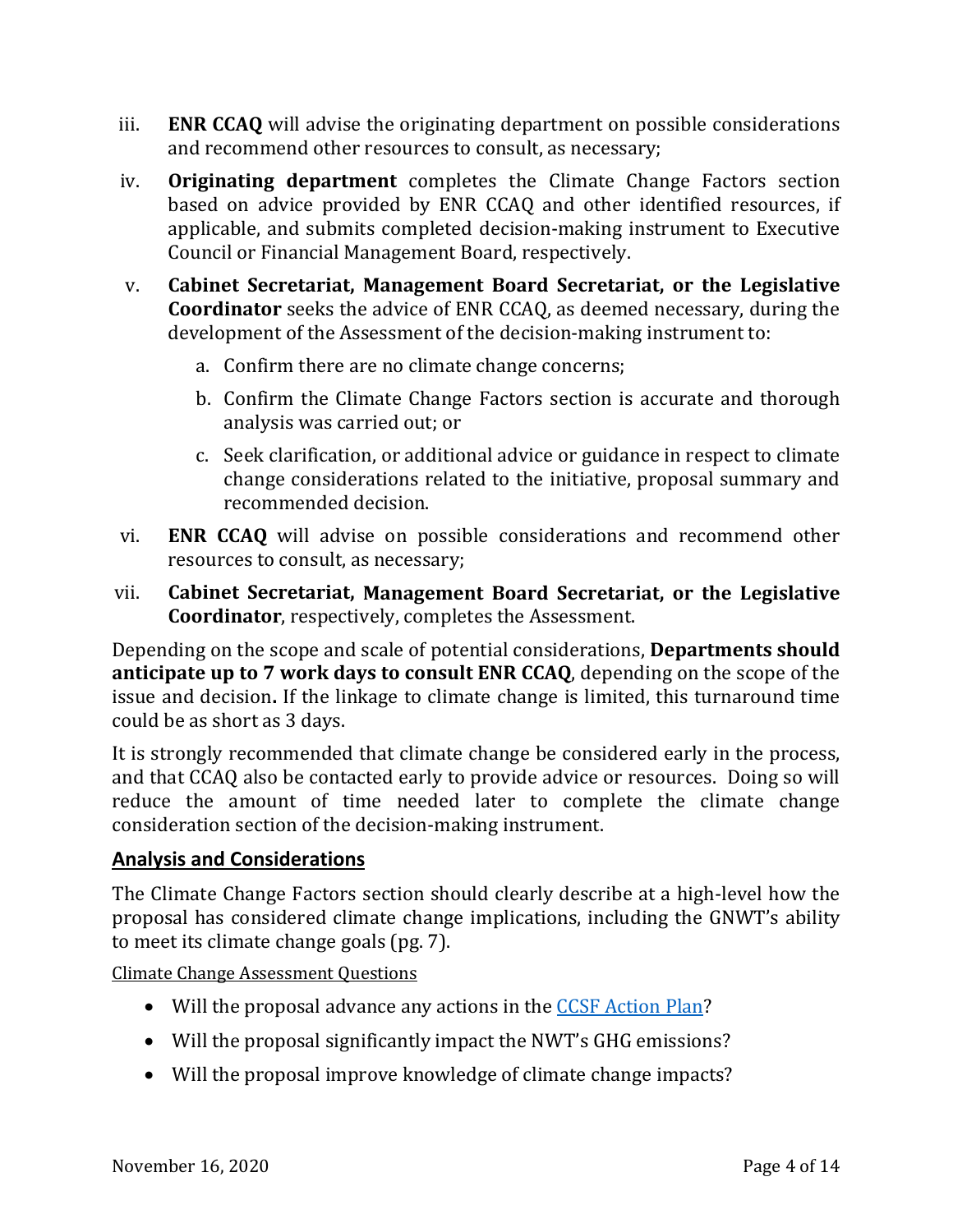iii. **ENR CCAQ** will advise the originating department on possible considerations and recommend other resources to consult, as necessary;

iv. **Originating department** completes the Climate Change Factors section based on advice provided by ENR CCAQ and other identified resources, if applicable, and submits completed decision-making instrument to Executive Council or Financial Management Board, respectively.

v. **Cabinet Secretariat, Management Board Secretariat, or the Legislative Coordinator** seeks the advice of ENR CCAQ, as deemed necessary, during the development of the Assessment of the decision-making instrument to:

   a. Confirm there are no climate change concerns;

   b. Confirm the Climate Change Factors section is accurate and thorough analysis was carried out; or

   c. Seek clarification, or additional advice or guidance in respect to climate change considerations related to the initiative, proposal summary and recommended decision.

vi. **ENR CCAQ** will advise on possible considerations and recommend other resources to consult, as necessary;

vii. **Cabinet Secretariat, Management Board Secretariat, or the Legislative Coordinator**, respectively, completes the Assessment.

Depending on the scope and scale of potential considerations, **Departments should anticipate up to 7 work days to consult ENR CCAQ**, depending on the scope of the issue and decision**.** If the linkage to climate change is limited, this turnaround time could be as short as 3 days.

It is strongly recommended that climate change be considered early in the process, and that CCAQ also be contacted early to provide advice or resources. Doing so will reduce the amount of time needed later to complete the climate change consideration section of the decision-making instrument.

## Analysis and Considerations

The Climate Change Factors section should clearly describe at a high-level how the proposal has considered climate change implications, including the GNWT's ability to meet its climate change goals (pg. 7).

Climate Change Assessment Questions

- Will the proposal advance any actions in the CCSF Action Plan?
- Will the proposal significantly impact the NWT's GHG emissions?
- Will the proposal improve knowledge of climate change impacts?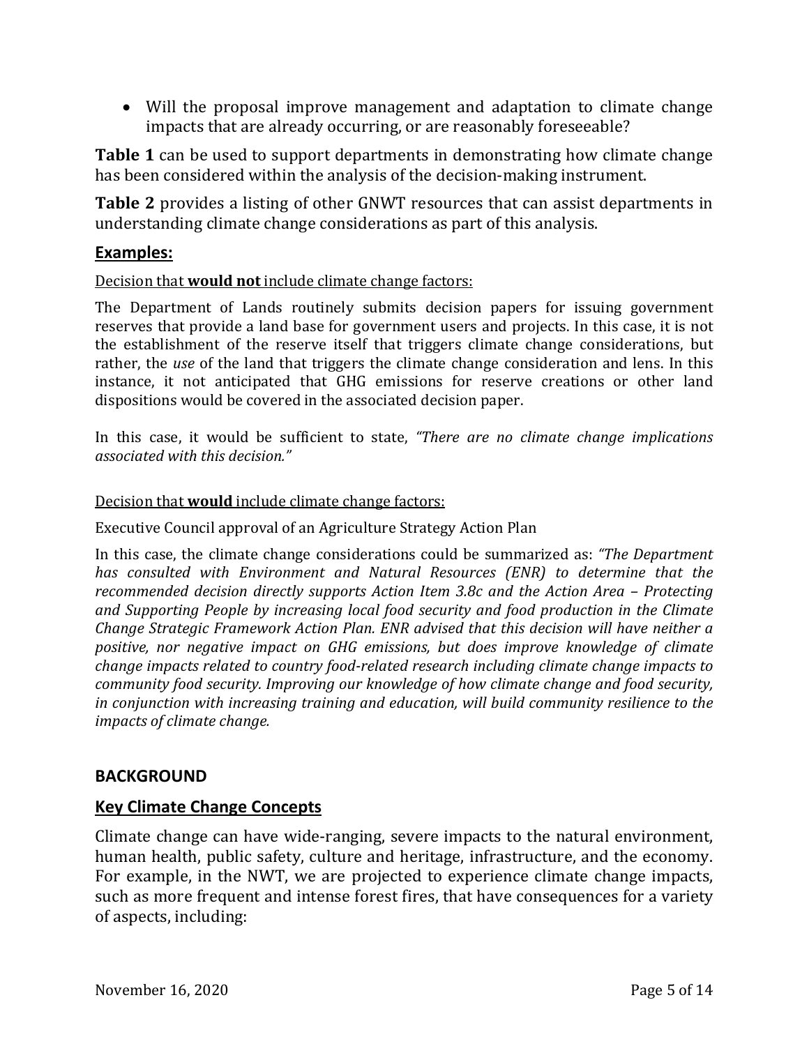- Will the proposal improve management and adaptation to climate change impacts that are already occurring, or are reasonably foreseeable?

**Table 1** can be used to support departments in demonstrating how climate change has been considered within the analysis of the decision-making instrument.

**Table 2** provides a listing of other GNWT resources that can assist departments in understanding climate change considerations as part of this analysis.

## Examples:

Decision that **would not** include climate change factors:

The Department of Lands routinely submits decision papers for issuing government reserves that provide a land base for government users and projects. In this case, it is not the establishment of the reserve itself that triggers climate change considerations, but rather, the *use* of the land that triggers the climate change consideration and lens. In this instance, it not anticipated that GHG emissions for reserve creations or other land dispositions would be covered in the associated decision paper.

In this case, it would be sufficient to state, *"There are no climate change implications associated with this decision."*

Decision that **would** include climate change factors:

Executive Council approval of an Agriculture Strategy Action Plan

In this case, the climate change considerations could be summarized as: *"The Department has consulted with Environment and Natural Resources (ENR) to determine that the recommended decision directly supports Action Item 3.8c and the Action Area – Protecting and Supporting People by increasing local food security and food production in the Climate Change Strategic Framework Action Plan. ENR advised that this decision will have neither a positive, nor negative impact on GHG emissions, but does improve knowledge of climate change impacts related to country food-related research including climate change impacts to community food security. Improving our knowledge of how climate change and food security, in conjunction with increasing training and education, will build community resilience to the impacts of climate change.*

# BACKGROUND

## Key Climate Change Concepts

Climate change can have wide-ranging, severe impacts to the natural environment, human health, public safety, culture and heritage, infrastructure, and the economy. For example, in the NWT, we are projected to experience climate change impacts, such as more frequent and intense forest fires, that have consequences for a variety of aspects, including: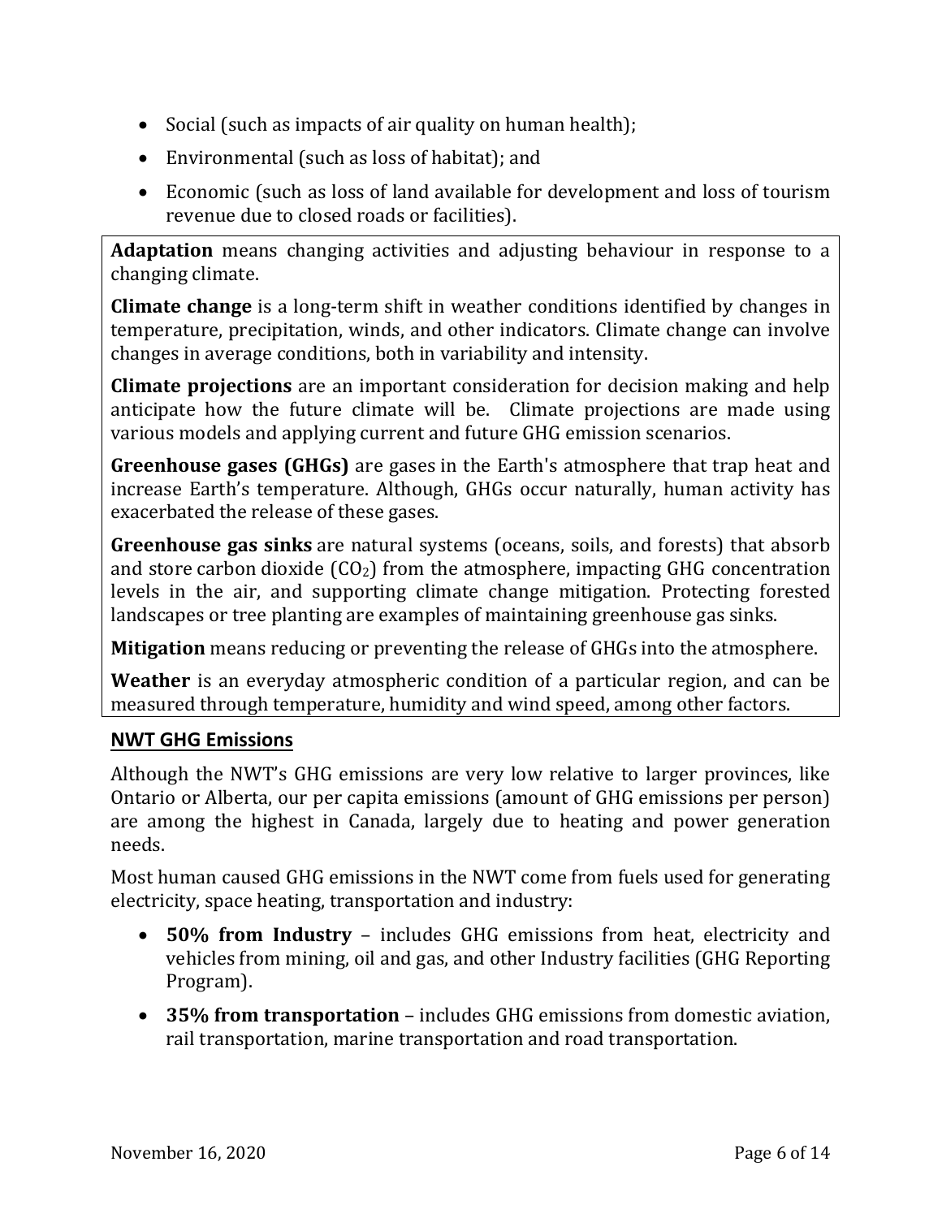- Social (such as impacts of air quality on human health);
- Environmental (such as loss of habitat); and
- Economic (such as loss of land available for development and loss of tourism revenue due to closed roads or facilities).

**Adaptation** means changing activities and adjusting behaviour in response to a changing climate.

**Climate change** is a long-term shift in weather conditions identified by changes in temperature, precipitation, winds, and other indicators. Climate change can involve changes in average conditions, both in variability and intensity.

**Climate projections** are an important consideration for decision making and help anticipate how the future climate will be. Climate projections are made using various models and applying current and future GHG emission scenarios.

**Greenhouse gases (GHGs)** are gases in the Earth's atmosphere that trap heat and increase Earth's temperature. Although, GHGs occur naturally, human activity has exacerbated the release of these gases.

**Greenhouse gas sinks** are natural systems (oceans, soils, and forests) that absorb and store carbon dioxide ($CO_2$) from the atmosphere, impacting GHG concentration levels in the air, and supporting climate change mitigation. Protecting forested landscapes or tree planting are examples of maintaining greenhouse gas sinks.

**Mitigation** means reducing or preventing the release of GHGs into the atmosphere.

**Weather** is an everyday atmospheric condition of a particular region, and can be measured through temperature, humidity and wind speed, among other factors.

## NWT GHG Emissions

Although the NWT's GHG emissions are very low relative to larger provinces, like Ontario or Alberta, our per capita emissions (amount of GHG emissions per person) are among the highest in Canada, largely due to heating and power generation needs.

Most human caused GHG emissions in the NWT come from fuels used for generating electricity, space heating, transportation and industry:

- **50% from Industry** – includes GHG emissions from heat, electricity and vehicles from mining, oil and gas, and other Industry facilities (GHG Reporting Program).
- **35% from transportation** – includes GHG emissions from domestic aviation, rail transportation, marine transportation and road transportation.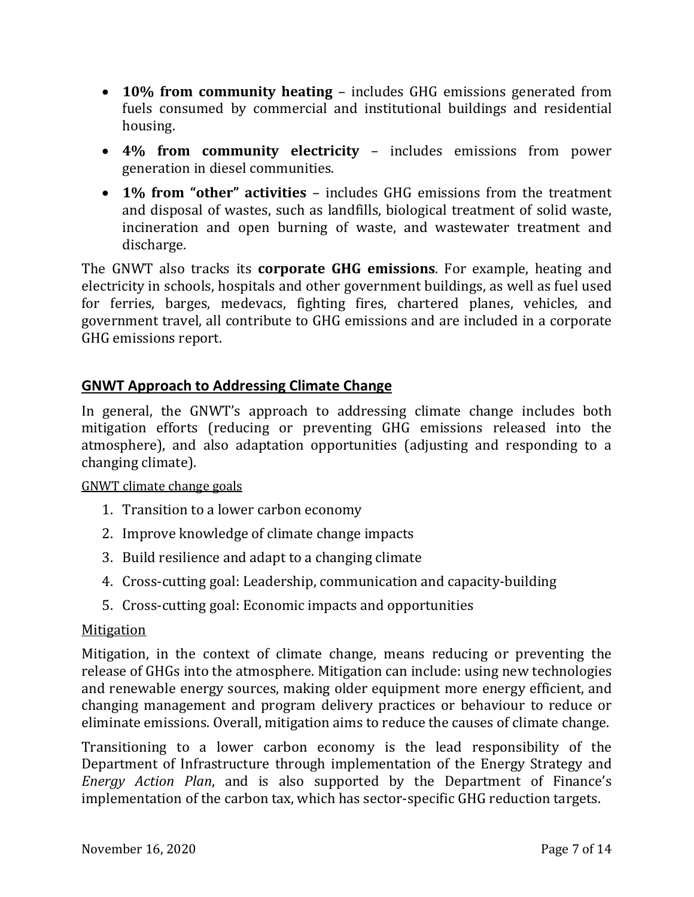- **10% from community heating** – includes GHG emissions generated from fuels consumed by commercial and institutional buildings and residential housing.
- **4% from community electricity** – includes emissions from power generation in diesel communities.
- **1% from "other" activities** – includes GHG emissions from the treatment and disposal of wastes, such as landfills, biological treatment of solid waste, incineration and open burning of waste, and wastewater treatment and discharge.

The GNWT also tracks its **corporate GHG emissions**. For example, heating and electricity in schools, hospitals and other government buildings, as well as fuel used for ferries, barges, medevacs, fighting fires, chartered planes, vehicles, and government travel, all contribute to GHG emissions and are included in a corporate GHG emissions report.

## GNWT Approach to Addressing Climate Change

In general, the GNWT's approach to addressing climate change includes both mitigation efforts (reducing or preventing GHG emissions released into the atmosphere), and also adaptation opportunities (adjusting and responding to a changing climate).

GNWT climate change goals

1. Transition to a lower carbon economy
2. Improve knowledge of climate change impacts
3. Build resilience and adapt to a changing climate
4. Cross-cutting goal: Leadership, communication and capacity-building
5. Cross-cutting goal: Economic impacts and opportunities

Mitigation

Mitigation, in the context of climate change, means reducing or preventing the release of GHGs into the atmosphere. Mitigation can include: using new technologies and renewable energy sources, making older equipment more energy efficient, and changing management and program delivery practices or behaviour to reduce or eliminate emissions. Overall, mitigation aims to reduce the causes of climate change.

Transitioning to a lower carbon economy is the lead responsibility of the Department of Infrastructure through implementation of the Energy Strategy and *Energy Action Plan*, and is also supported by the Department of Finance's implementation of the carbon tax, which has sector-specific GHG reduction targets.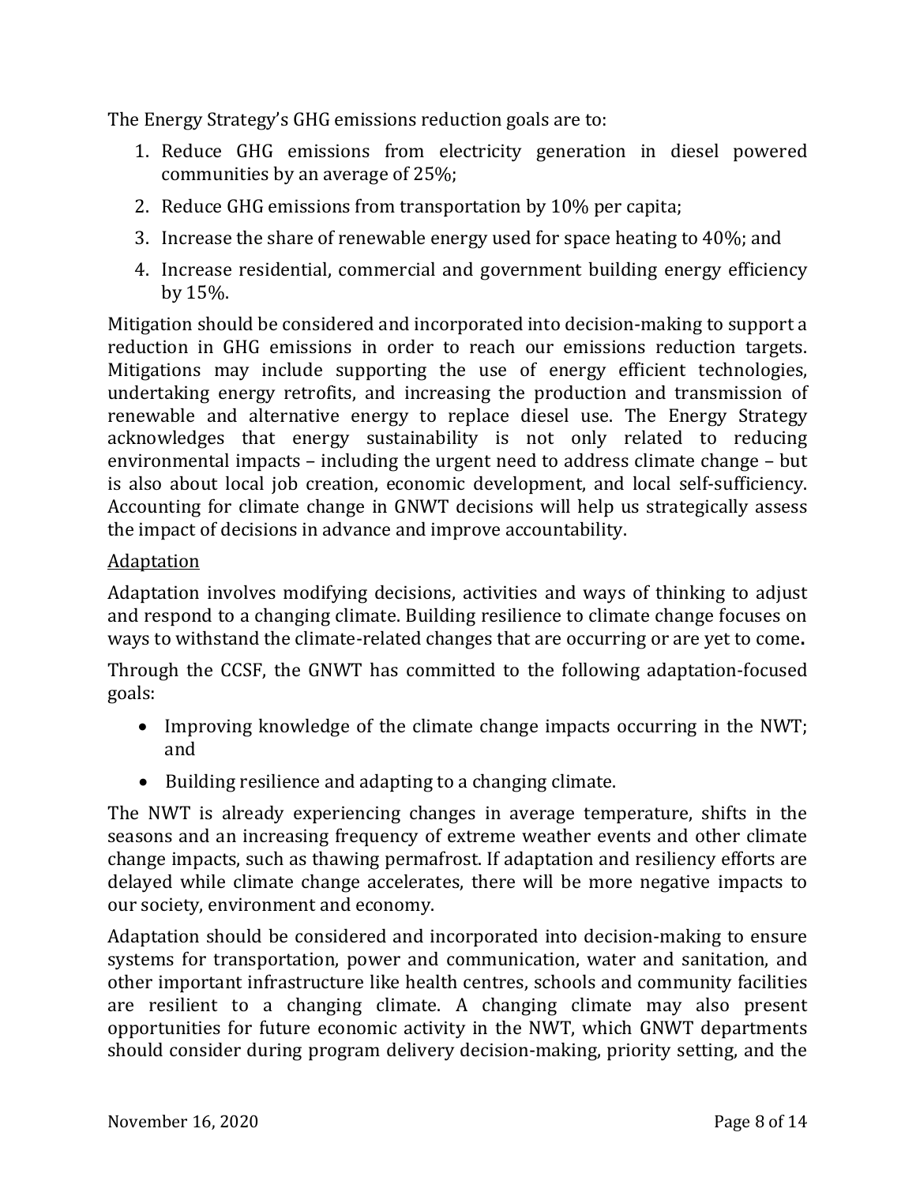The Energy Strategy's GHG emissions reduction goals are to:

1. Reduce GHG emissions from electricity generation in diesel powered communities by an average of 25%;
2. Reduce GHG emissions from transportation by 10% per capita;
3. Increase the share of renewable energy used for space heating to 40%; and
4. Increase residential, commercial and government building energy efficiency by 15%.

Mitigation should be considered and incorporated into decision-making to support a reduction in GHG emissions in order to reach our emissions reduction targets. Mitigations may include supporting the use of energy efficient technologies, undertaking energy retrofits, and increasing the production and transmission of renewable and alternative energy to replace diesel use. The Energy Strategy acknowledges that energy sustainability is not only related to reducing environmental impacts – including the urgent need to address climate change – but is also about local job creation, economic development, and local self-sufficiency. Accounting for climate change in GNWT decisions will help us strategically assess the impact of decisions in advance and improve accountability.

<u>Adaptation</u>

Adaptation involves modifying decisions, activities and ways of thinking to adjust and respond to a changing climate. Building resilience to climate change focuses on ways to withstand the climate-related changes that are occurring or are yet to come**.**

Through the CCSF, the GNWT has committed to the following adaptation-focused goals:

- Improving knowledge of the climate change impacts occurring in the NWT; and
- Building resilience and adapting to a changing climate.

The NWT is already experiencing changes in average temperature, shifts in the seasons and an increasing frequency of extreme weather events and other climate change impacts, such as thawing permafrost. If adaptation and resiliency efforts are delayed while climate change accelerates, there will be more negative impacts to our society, environment and economy.

Adaptation should be considered and incorporated into decision-making to ensure systems for transportation, power and communication, water and sanitation, and other important infrastructure like health centres, schools and community facilities are resilient to a changing climate. A changing climate may also present opportunities for future economic activity in the NWT, which GNWT departments should consider during program delivery decision-making, priority setting, and the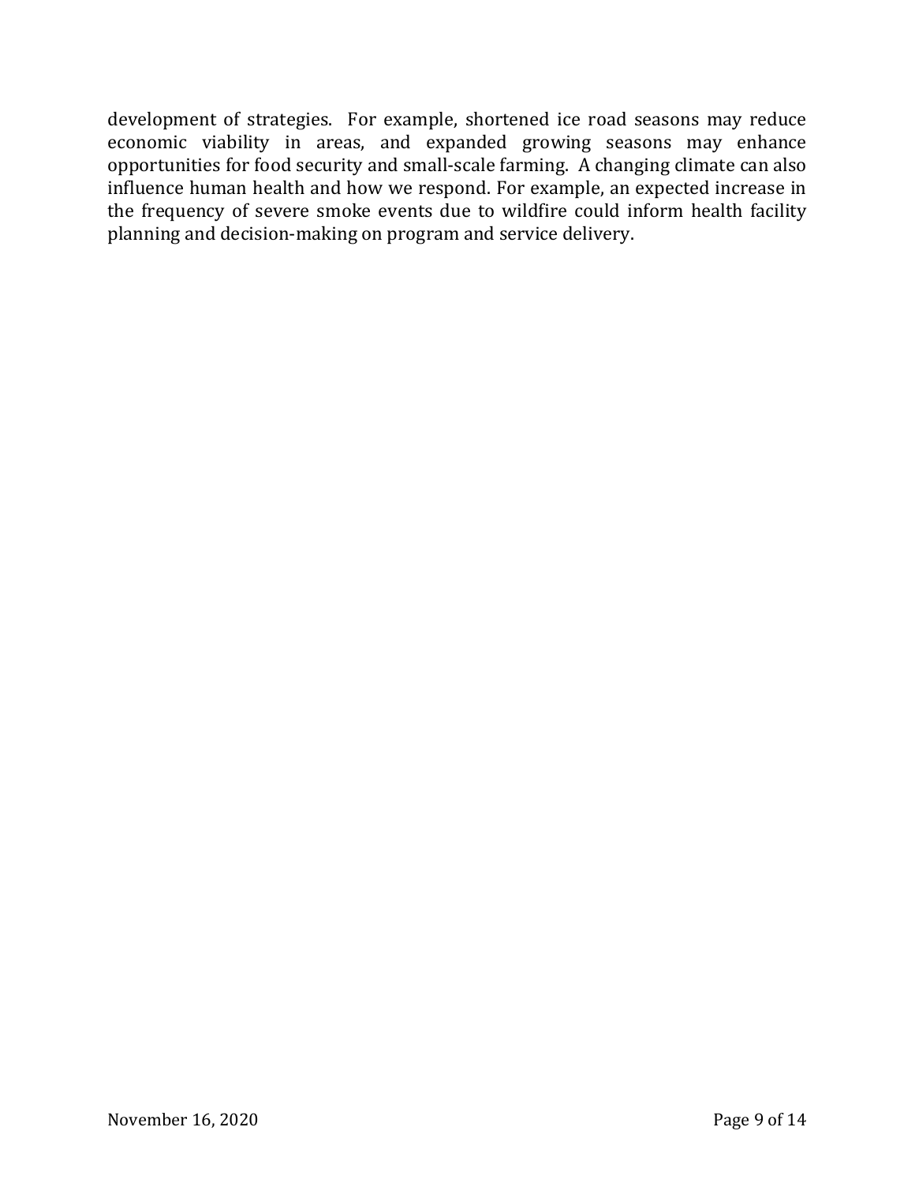development of strategies. For example, shortened ice road seasons may reduce economic viability in areas, and expanded growing seasons may enhance opportunities for food security and small-scale farming. A changing climate can also influence human health and how we respond. For example, an expected increase in the frequency of severe smoke events due to wildfire could inform health facility planning and decision-making on program and service delivery.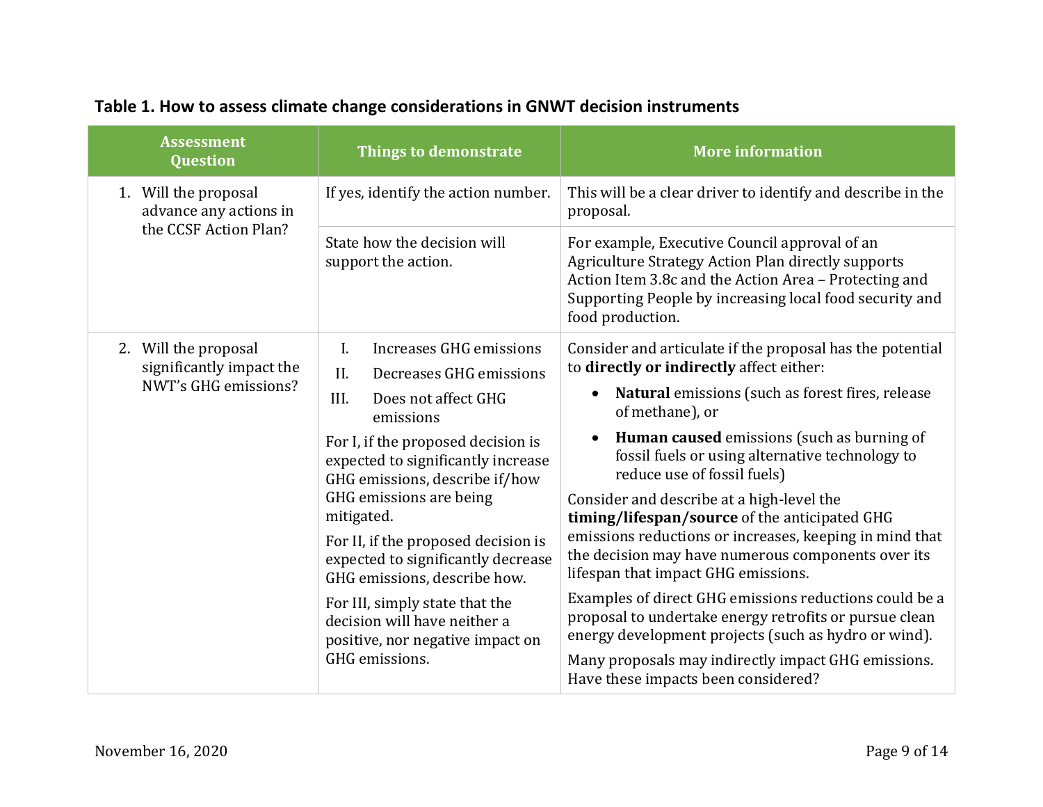**Table 1. How to assess climate change considerations in GNWT decision instruments**

| Assessment Question | Things to demonstrate | More information |
| --- | --- | --- |
| 1. Will the proposal advance any actions in the CCSF Action Plan? | If yes, identify the action number. | This will be a clear driver to identify and describe in the proposal. |
| | State how the decision will support the action. | For example, Executive Council approval of an Agriculture Strategy Action Plan directly supports Action Item 3.8c and the Action Area – Protecting and Supporting People by increasing local food security and food production. |
| 2. Will the proposal significantly impact the NWT's GHG emissions? | I. Increases GHG emissions<br>II. Decreases GHG emissions<br>III. Does not affect GHG emissions<br><br>For I, if the proposed decision is expected to significantly increase GHG emissions, describe if/how GHG emissions are being mitigated.<br><br>For II, if the proposed decision is expected to significantly decrease GHG emissions, describe how.<br><br>For III, simply state that the decision will have neither a positive, nor negative impact on GHG emissions. | Consider and articulate if the proposal has the potential to **directly or indirectly** affect either:<br>• **Natural** emissions (such as forest fires, release of methane), or<br>• **Human caused** emissions (such as burning of fossil fuels or using alternative technology to reduce use of fossil fuels)<br><br>Consider and describe at a high-level the **timing/lifespan/source** of the anticipated GHG emissions reductions or increases, keeping in mind that the decision may have numerous components over its lifespan that impact GHG emissions.<br><br>Examples of direct GHG emissions reductions could be a proposal to undertake energy retrofits or pursue clean energy development projects (such as hydro or wind).<br><br>Many proposals may indirectly impact GHG emissions. Have these impacts been considered? |

November 16, 2020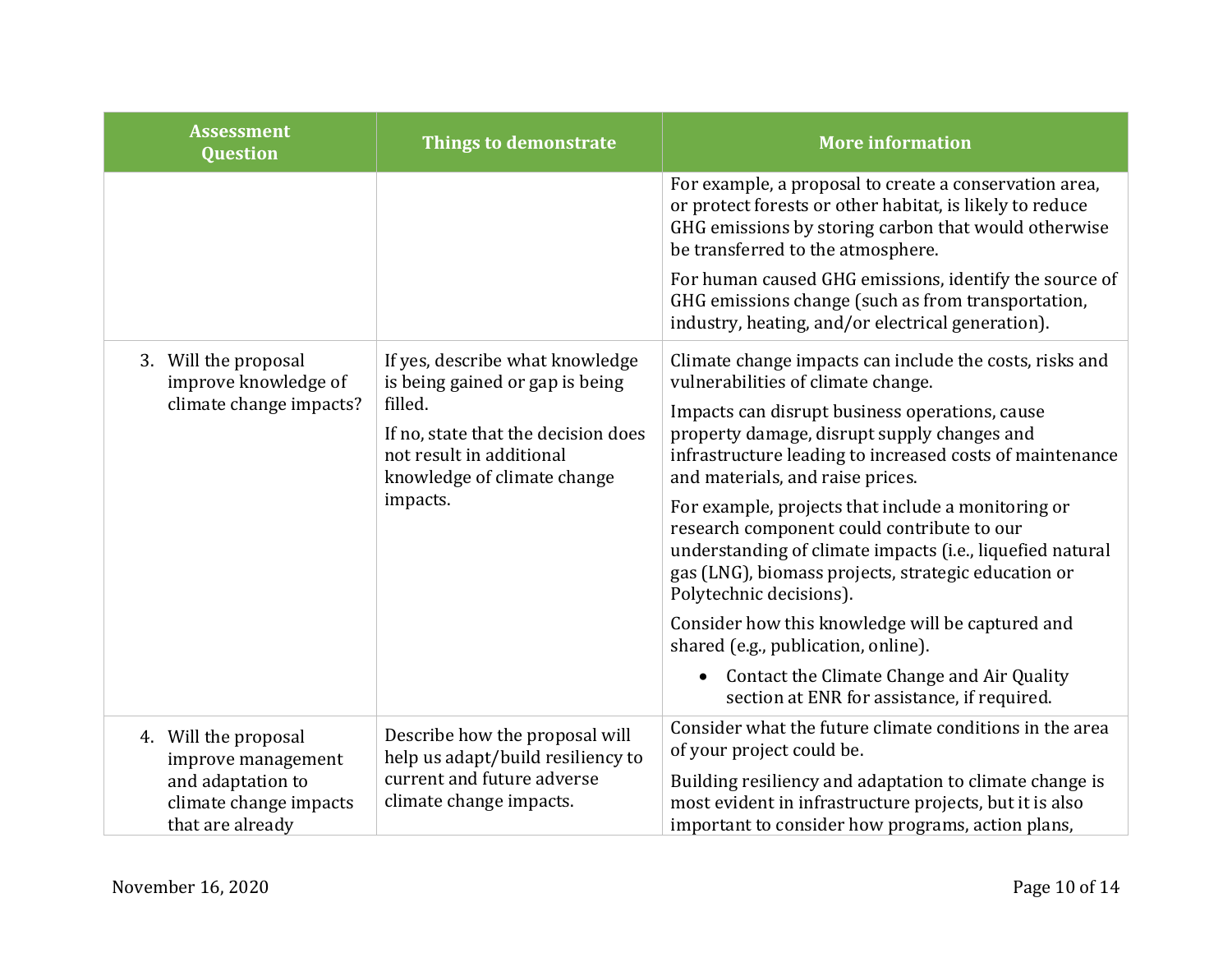| Assessment Question | Things to demonstrate | More information |
| --- | --- | --- |
| | | For example, a proposal to create a conservation area, or protect forests or other habitat, is likely to reduce GHG emissions by storing carbon that would otherwise be transferred to the atmosphere.<br><br>For human caused GHG emissions, identify the source of GHG emissions change (such as from transportation, industry, heating, and/or electrical generation). |
| 3. Will the proposal improve knowledge of climate change impacts? | If yes, describe what knowledge is being gained or gap is being filled.<br><br>If no, state that the decision does not result in additional knowledge of climate change impacts. | Climate change impacts can include the costs, risks and vulnerabilities of climate change.<br><br>Impacts can disrupt business operations, cause property damage, disrupt supply changes and infrastructure leading to increased costs of maintenance and materials, and raise prices.<br><br>For example, projects that include a monitoring or research component could contribute to our understanding of climate impacts (i.e., liquefied natural gas (LNG), biomass projects, strategic education or Polytechnic decisions).<br><br>Consider how this knowledge will be captured and shared (e.g., publication, online).<br><br>• Contact the Climate Change and Air Quality section at ENR for assistance, if required. |
| 4. Will the proposal improve management and adaptation to climate change impacts that are already | Describe how the proposal will help us adapt/build resiliency to current and future adverse climate change impacts. | Consider what the future climate conditions in the area of your project could be.<br><br>Building resiliency and adaptation to climate change is most evident in infrastructure projects, but it is also important to consider how programs, action plans, |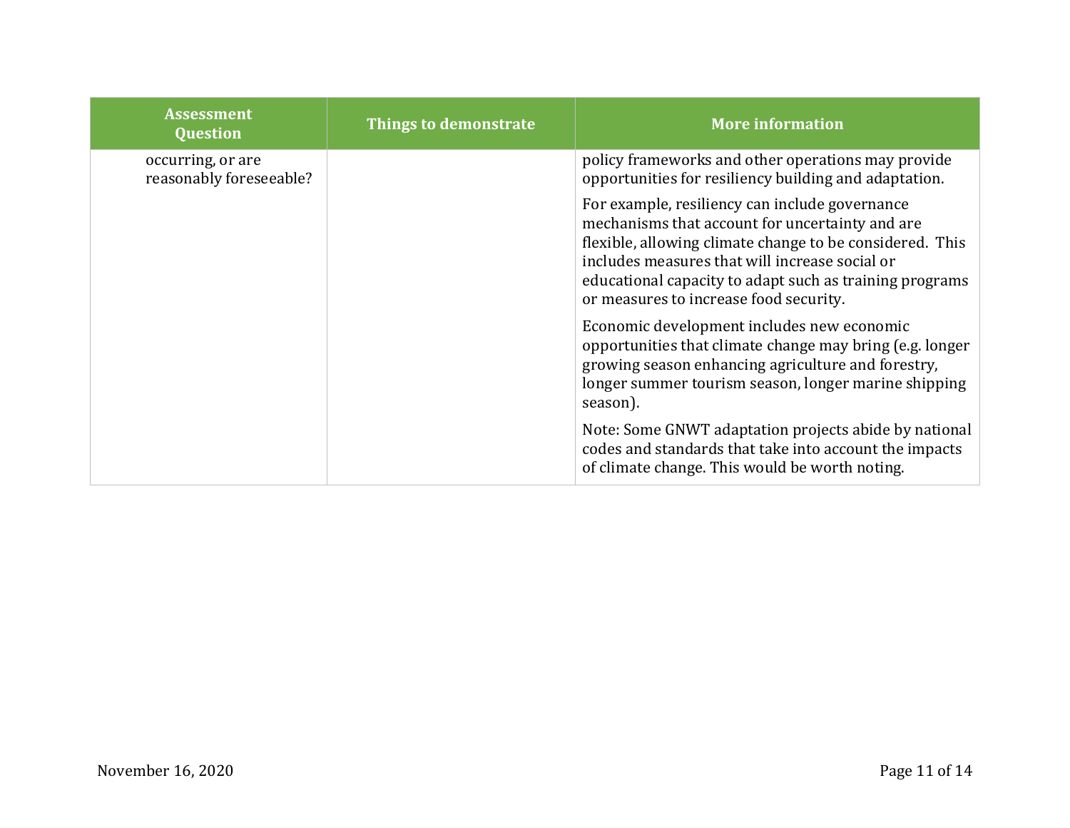| Assessment Question | Things to demonstrate | More information |
|---|---|---|
| occurring, or are reasonably foreseeable? | | policy frameworks and other operations may provide opportunities for resiliency building and adaptation.<br><br>For example, resiliency can include governance mechanisms that account for uncertainty and are flexible, allowing climate change to be considered. This includes measures that will increase social or educational capacity to adapt such as training programs or measures to increase food security.<br><br>Economic development includes new economic opportunities that climate change may bring (e.g. longer growing season enhancing agriculture and forestry, longer summer tourism season, longer marine shipping season).<br><br>Note: Some GNWT adaptation projects abide by national codes and standards that take into account the impacts of climate change. This would be worth noting. |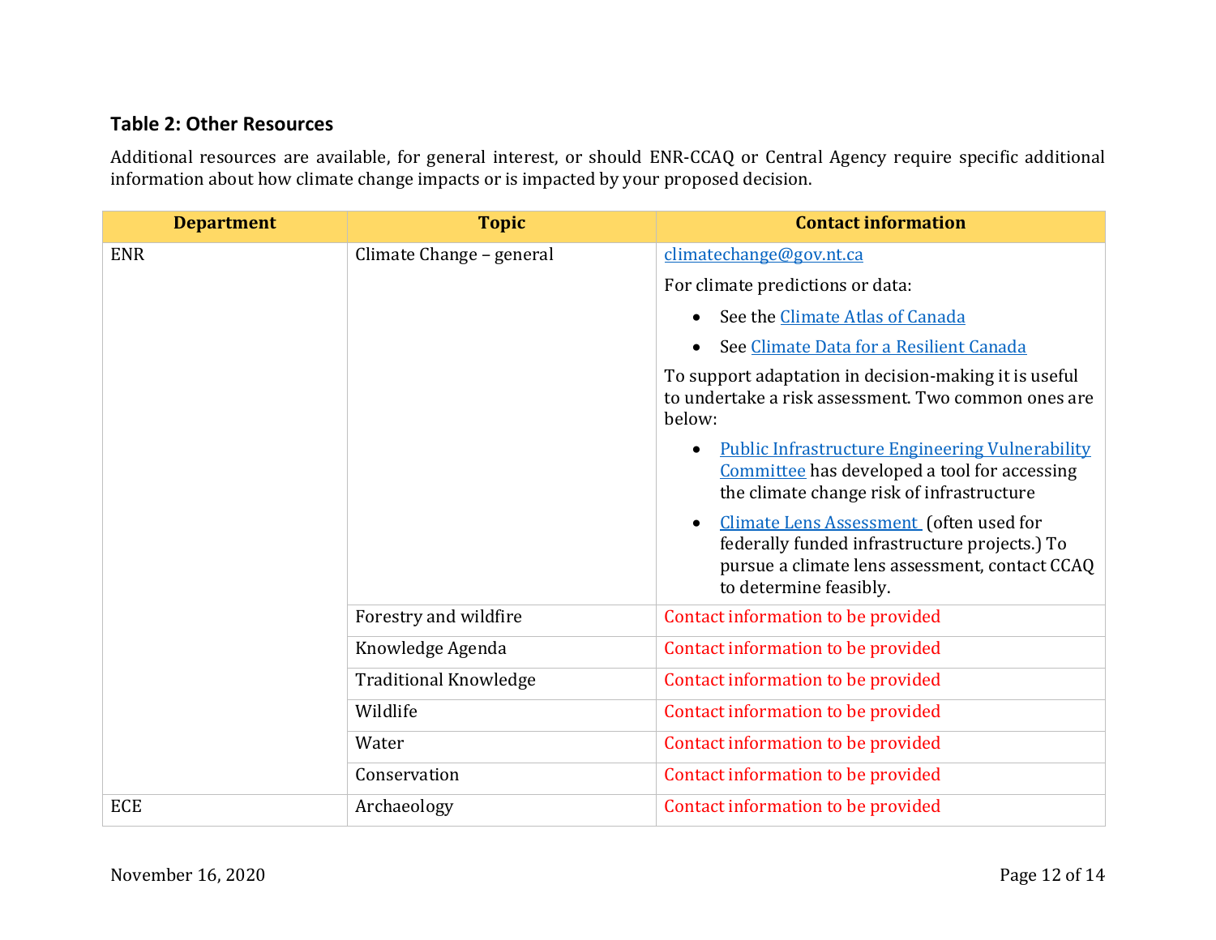### Table 2: Other Resources

Additional resources are available, for general interest, or should ENR-CCAQ or Central Agency require specific additional information about how climate change impacts or is impacted by your proposed decision.

| Department | Topic | Contact information |
|---|---|---|
| ENR | Climate Change – general | climatechange@gov.nt.ca<br><br>For climate predictions or data:<br>• See the Climate Atlas of Canada<br>• See Climate Data for a Resilient Canada<br><br>To support adaptation in decision-making it is useful to undertake a risk assessment. Two common ones are below:<br>• Public Infrastructure Engineering Vulnerability Committee has developed a tool for accessing the climate change risk of infrastructure<br>• Climate Lens Assessment (often used for federally funded infrastructure projects.) To pursue a climate lens assessment, contact CCAQ to determine feasibly. |
| | Forestry and wildfire | Contact information to be provided |
| | Knowledge Agenda | Contact information to be provided |
| | Traditional Knowledge | Contact information to be provided |
| | Wildlife | Contact information to be provided |
| | Water | Contact information to be provided |
| | Conservation | Contact information to be provided |
| ECE | Archaeology | Contact information to be provided |

November 16, 2020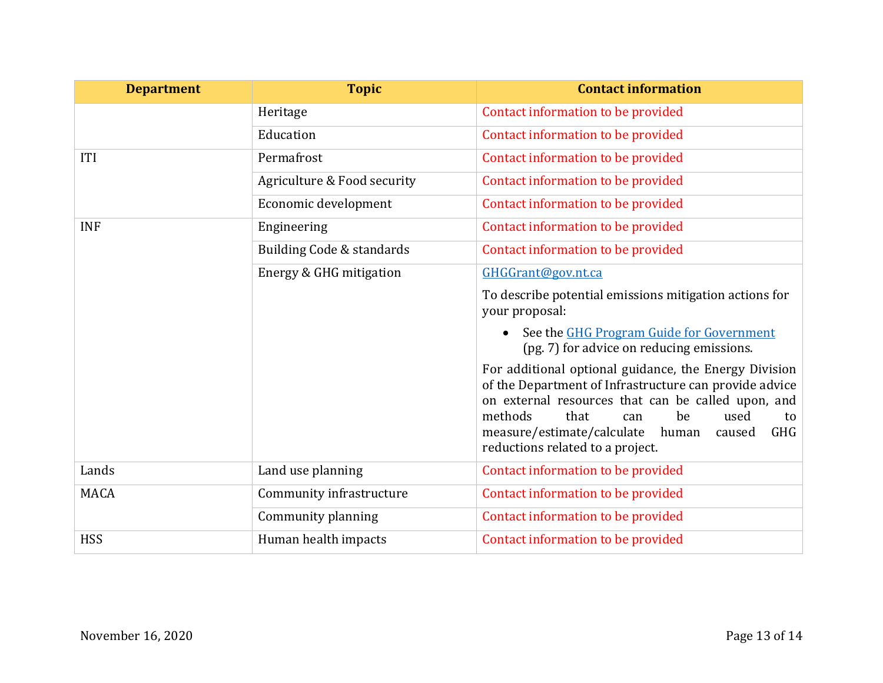| Department | Topic | Contact information |
|---|---|---|
| | Heritage | Contact information to be provided |
| | Education | Contact information to be provided |
| ITI | Permafrost | Contact information to be provided |
| | Agriculture & Food security | Contact information to be provided |
| | Economic development | Contact information to be provided |
| INF | Engineering | Contact information to be provided |
| | Building Code & standards | Contact information to be provided |
| | Energy & GHG mitigation | GHGGrant@gov.nt.ca<br><br>To describe potential emissions mitigation actions for your proposal:<br><br>• See the GHG Program Guide for Government (pg. 7) for advice on reducing emissions.<br><br>For additional optional guidance, the Energy Division of the Department of Infrastructure can provide advice on external resources that can be called upon, and methods that can be used to measure/estimate/calculate human caused GHG reductions related to a project. |
| Lands | Land use planning | Contact information to be provided |
| MACA | Community infrastructure | Contact information to be provided |
| | Community planning | Contact information to be provided |
| HSS | Human health impacts | Contact information to be provided |

November 16, 2020